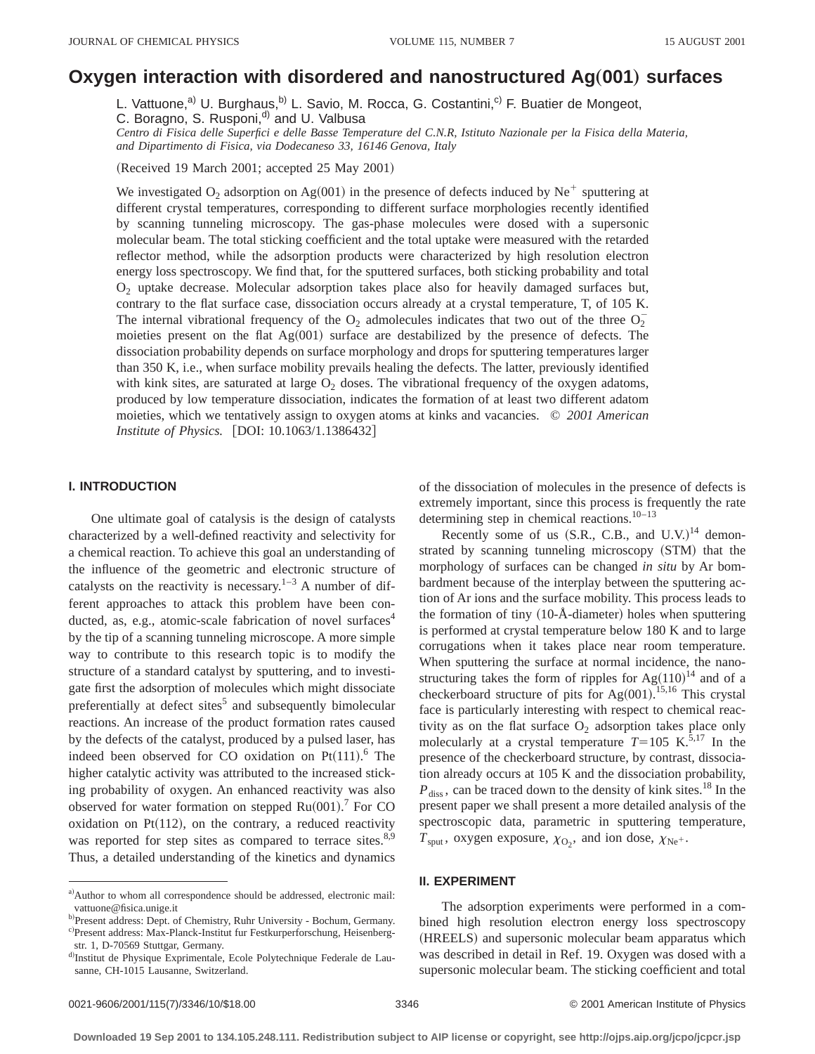# Oxygen interaction with disordered and nanostructured Ag(001) surfaces

L. Vattuone,[a] U. Burghaus,[b] L. Savio, M. Rocca, G. Costantini,[c] F. Buatier de Mongeot, C. Boragno, S. Rusponi,[d] and U. Valbusa

*Centro di Fisica delle Superfici e delle Basse Temperature del C.N.R, Istituto Nazionale per la Fisica della Materia, and Dipartimento di Fisica, via Dodecaneso 33, 16146 Genova, Italy*

(Received 19 March 2001; accepted 25 May 2001)

We investigated $O_2$ adsorption on Ag(001) in the presence of defects induced by $Ne^+$ sputtering at different crystal temperatures, corresponding to different surface morphologies recently identified by scanning tunneling microscopy. The gas-phase molecules were dosed with a supersonic molecular beam. The total sticking coefficient and the total uptake were measured with the retarded reflector method, while the adsorption products were characterized by high resolution electron energy loss spectroscopy. We find that, for the sputtered surfaces, both sticking probability and total $O_2$ uptake decrease. Molecular adsorption takes place also for heavily damaged surfaces but, contrary to the flat surface case, dissociation occurs already at a crystal temperature, T, of 105 K. The internal vibrational frequency of the $O_2$ admolecules indicates that two out of the three $O_2^-$ moieties present on the flat Ag(001) surface are destabilized by the presence of defects. The dissociation probability depends on surface morphology and drops for sputtering temperatures larger than 350 K, i.e., when surface mobility prevails healing the defects. The latter, previously identified with kink sites, are saturated at large $O_2$ doses. The vibrational frequency of the oxygen adatoms, produced by low temperature dissociation, indicates the formation of at least two different adatom moieties, which we tentatively assign to oxygen atoms at kinks and vacancies. © *2001 American Institute of Physics.* [DOI: 10.1063/1.1386432]

## I. INTRODUCTION

One ultimate goal of catalysis is the design of catalysts characterized by a well-defined reactivity and selectivity for a chemical reaction. To achieve this goal an understanding of the influence of the geometric and electronic structure of catalysts on the reactivity is necessary.[1–3] A number of different approaches to attack this problem have been conducted, as, e.g., atomic-scale fabrication of novel surfaces[4] by the tip of a scanning tunneling microscope. A more simple way to contribute to this research topic is to modify the structure of a standard catalyst by sputtering, and to investigate first the adsorption of molecules which might dissociate preferentially at defect sites[5] and subsequently bimolecular reactions. An increase of the product formation rates caused by the defects of the catalyst, produced by a pulsed laser, has indeed been observed for CO oxidation on Pt(111).[6] The higher catalytic activity was attributed to the increased sticking probability of oxygen. An enhanced reactivity was also observed for water formation on stepped Ru(001).[7] For CO oxidation on Pt(112), on the contrary, a reduced reactivity was reported for step sites as compared to terrace sites.[8,9] Thus, a detailed understanding of the kinetics and dynamics of the dissociation of molecules in the presence of defects is extremely important, since this process is frequently the rate determining step in chemical reactions.[10–13]

Recently some of us (S.R., C.B., and U.V.)[14] demonstrated by scanning tunneling microscopy (STM) that the morphology of surfaces can be changed *in situ* by Ar bombardment because of the interplay between the sputtering action of Ar ions and the surface mobility. This process leads to the formation of tiny (10-Å-diameter) holes when sputtering is performed at crystal temperature below 180 K and to large corrugations when it takes place near room temperature. When sputtering the surface at normal incidence, the nanostructuring takes the form of ripples for Ag(110)[14] and of a checkerboard structure of pits for Ag(001).[15,16] This crystal face is particularly interesting with respect to chemical reactivity as on the flat surface $O_2$ adsorption takes place only molecularly at a crystal temperature $T$=105 K.[5,17] In the presence of the checkerboard structure, by contrast, dissociation already occurs at 105 K and the dissociation probability, $P_{\rm diss}$, can be traced down to the density of kink sites.[18] In the present paper we shall present a more detailed analysis of the spectroscopic data, parametric in sputtering temperature, $T_{\rm sput}$, oxygen exposure, $\chi_{O_2}$, and ion dose, $\chi_{Ne^+}$.

## II. EXPERIMENT

The adsorption experiments were performed in a combined high resolution electron energy loss spectroscopy (HREELS) and supersonic molecular beam apparatus which was described in detail in Ref. 19. Oxygen was dosed with a supersonic molecular beam. The sticking coefficient and total

---

[a] Author to whom all correspondence should be addressed, electronic mail: vattuone@fisica.unige.it

[b] Present address: Dept. of Chemistry, Ruhr University - Bochum, Germany.

[c] Present address: Max-Planck-Institut fur Festkorperforschung, Heisenbergstr. 1, D-70569 Stuttgart, Germany.

[d] Institut de Physique Exprimentale, Ecole Polytechnique Federale de Lausanne, CH-1015 Lausanne, Switzerland.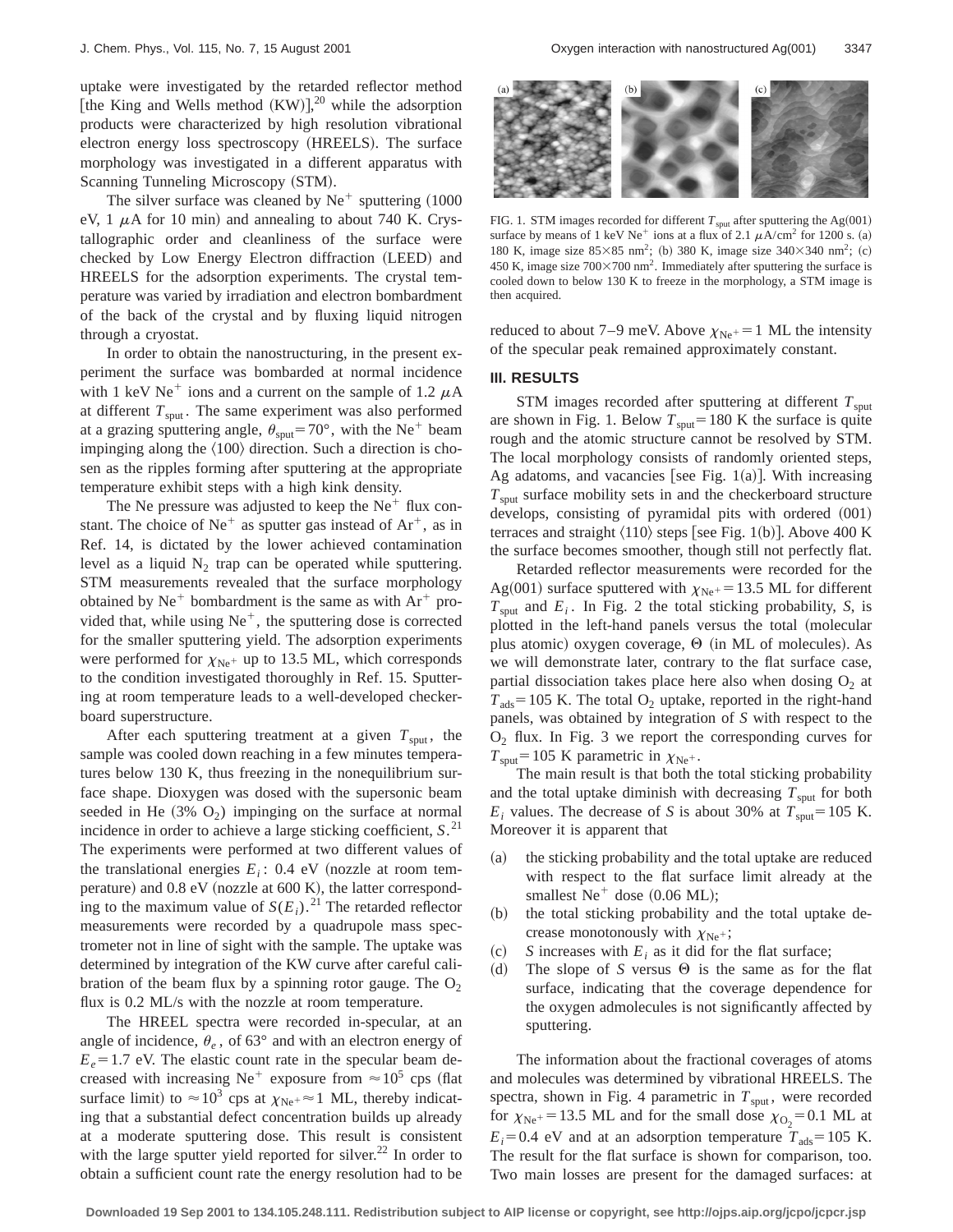uptake were investigated by the retarded reflector method [the King and Wells method (KW)],[20] while the adsorption products were characterized by high resolution vibrational electron energy loss spectroscopy (HREELS). The surface morphology was investigated in a different apparatus with Scanning Tunneling Microscopy (STM).

The silver surface was cleaned by $Ne^+$ sputtering (1000 eV, 1 $\mu$A for 10 min) and annealing to about 740 K. Crystallographic order and cleanliness of the surface were checked by Low Energy Electron diffraction (LEED) and HREELS for the adsorption experiments. The crystal temperature was varied by irradiation and electron bombardment of the back of the crystal and by fluxing liquid nitrogen through a cryostat.

In order to obtain the nanostructuring, in the present experiment the surface was bombarded at normal incidence with 1 keV $Ne^+$ ions and a current on the sample of 1.2 $\mu$A at different $T_{sput}$. The same experiment was also performed at a grazing sputtering angle, $\theta_{sput}=70°$, with the $Ne^+$ beam impinging along the $\langle 100 \rangle$ direction. Such a direction is chosen as the ripples forming after sputtering at the appropriate temperature exhibit steps with a high kink density.

The Ne pressure was adjusted to keep the $Ne^+$ flux constant. The choice of $Ne^+$ as sputter gas instead of $Ar^+$, as in Ref. 14, is dictated by the lower achieved contamination level as a liquid $N_2$ trap can be operated while sputtering. STM measurements revealed that the surface morphology obtained by $Ne^+$ bombardment is the same as with $Ar^+$ provided that, while using $Ne^+$, the sputtering dose is corrected for the smaller sputtering yield. The adsorption experiments were performed for $\chi_{Ne^+}$ up to 13.5 ML, which corresponds to the condition investigated thoroughly in Ref. 15. Sputtering at room temperature leads to a well-developed checkerboard superstructure.

After each sputtering treatment at a given $T_{sput}$, the sample was cooled down reaching in a few minutes temperatures below 130 K, thus freezing in the nonequilibrium surface shape. Dioxygen was dosed with the supersonic beam seeded in He (3% $O_2$) impinging on the surface at normal incidence in order to achieve a large sticking coefficient, $S$.[21] The experiments were performed at two different values of the translational energies $E_i$: 0.4 eV (nozzle at room temperature) and 0.8 eV (nozzle at 600 K), the latter corresponding to the maximum value of $S(E_i)$.[21] The retarded reflector measurements were recorded by a quadrupole mass spectrometer not in line of sight with the sample. The uptake was determined by integration of the KW curve after careful calibration of the beam flux by a spinning rotor gauge. The $O_2$ flux is 0.2 ML/s with the nozzle at room temperature.

The HREEL spectra were recorded in-specular, at an angle of incidence, $\theta_e$, of 63° and with an electron energy of $E_e=1.7$ eV. The elastic count rate in the specular beam decreased with increasing $Ne^+$ exposure from $\approx 10^5$ cps (flat surface limit) to $\approx 10^3$ cps at $\chi_{Ne^+}\approx 1$ ML, thereby indicating that a substantial defect concentration builds up already at a moderate sputtering dose. This result is consistent with the large sputter yield reported for silver.[22] In order to obtain a sufficient count rate the energy resolution had to be reduced to about 7–9 meV. Above $\chi_{Ne^+}=1$ ML the intensity of the specular peak remained approximately constant.

FIG. 1. STM images recorded for different $T_{sput}$ after sputtering the Ag(001) surface by means of 1 keV $Ne^+$ ions at a flux of 2.1 $\mu A/cm^2$ for 1200 s. (a) 180 K, image size $85\times 85$ $nm^2$; (b) 380 K, image size $340\times 340$ $nm^2$; (c) 450 K, image size $700\times 700$ $nm^2$. Immediately after sputtering the surface is cooled down to below 130 K to freeze in the morphology, a STM image is then acquired.

## III. RESULTS

STM images recorded after sputtering at different $T_{sput}$ are shown in Fig. 1. Below $T_{sput}=180$ K the surface is quite rough and the atomic structure cannot be resolved by STM. The local morphology consists of randomly oriented steps, Ag adatoms, and vacancies [see Fig. 1(a)]. With increasing $T_{sput}$ surface mobility sets in and the checkerboard structure develops, consisting of pyramidal pits with ordered (001) terraces and straight $\langle 110 \rangle$ steps [see Fig. 1(b)]. Above 400 K the surface becomes smoother, though still not perfectly flat.

Retarded reflector measurements were recorded for the Ag(001) surface sputtered with $\chi_{Ne^+}=13.5$ ML for different $T_{sput}$ and $E_i$. In Fig. 2 the total sticking probability, $S$, is plotted in the left-hand panels versus the total (molecular plus atomic) oxygen coverage, $\Theta$ (in ML of molecules). As we will demonstrate later, contrary to the flat surface case, partial dissociation takes place here also when dosing $O_2$ at $T_{ads}=105$ K. The total $O_2$ uptake, reported in the right-hand panels, was obtained by integration of $S$ with respect to the $O_2$ flux. In Fig. 3 we report the corresponding curves for $T_{sput}=105$ K parametric in $\chi_{Ne^+}$.

The main result is that both the total sticking probability and the total uptake diminish with decreasing $T_{sput}$ for both $E_i$ values. The decrease of $S$ is about 30% at $T_{sput}=105$ K. Moreover it is apparent that

(a) the sticking probability and the total uptake are reduced with respect to the flat surface limit already at the smallest $Ne^+$ dose (0.06 ML);
(b) the total sticking probability and the total uptake decrease monotonously with $\chi_{Ne^+}$;
(c) $S$ increases with $E_i$ as it did for the flat surface;
(d) The slope of $S$ versus $\Theta$ is the same as for the flat surface, indicating that the coverage dependence for the oxygen admolecules is not significantly affected by sputtering.

The information about the fractional coverages of atoms and molecules was determined by vibrational HREELS. The spectra, shown in Fig. 4 parametric in $T_{sput}$, were recorded for $\chi_{Ne^+}=13.5$ ML and for the small dose $\chi_{O_2}=0.1$ ML at $E_i=0.4$ eV and at an adsorption temperature $T_{ads}=105$ K. The result for the flat surface is shown for comparison, too. Two main losses are present for the damaged surfaces: at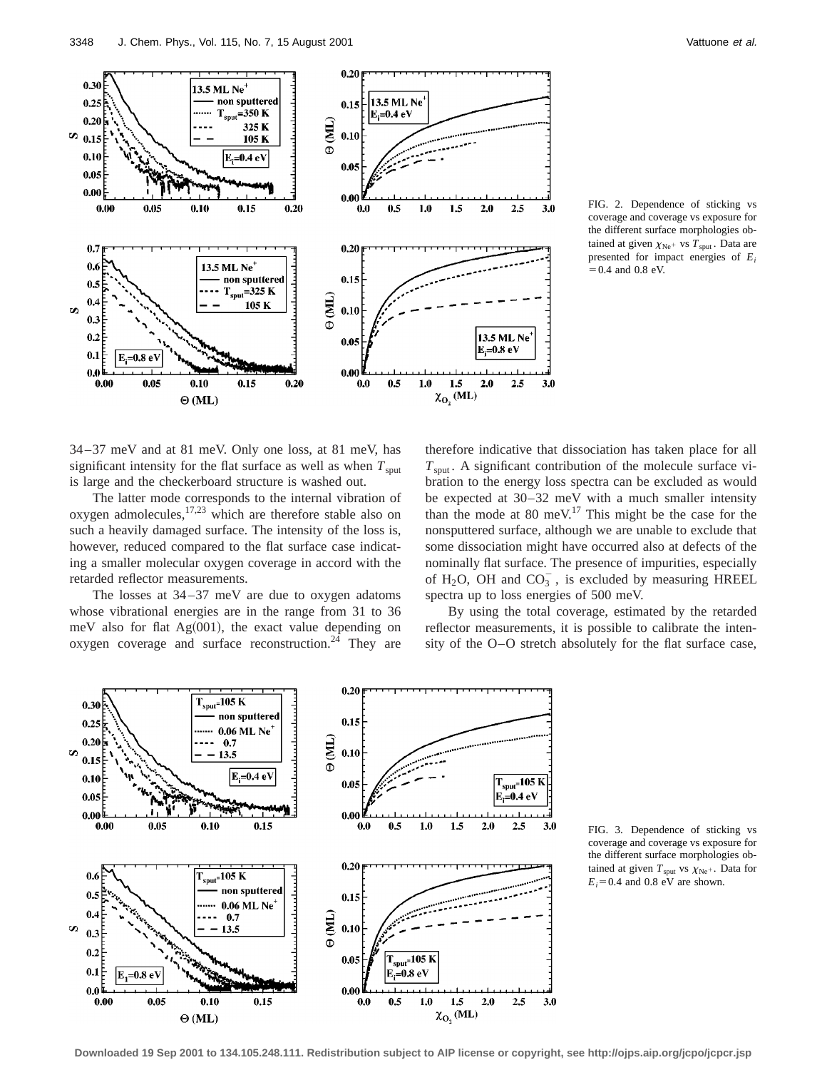FIG. 2. Dependence of sticking vs coverage and coverage vs exposure for the different surface morphologies obtained at given $\chi_{Ne^+}$ vs $T_{sput}$. Data are presented for impact energies of $E_i = 0.4$ and 0.8 eV.

34–37 meV and at 81 meV. Only one loss, at 81 meV, has significant intensity for the flat surface as well as when $T_{sput}$ is large and the checkerboard structure is washed out.

The latter mode corresponds to the internal vibration of oxygen admolecules,[17,23] which are therefore stable also on such a heavily damaged surface. The intensity of the loss is, however, reduced compared to the flat surface case indicating a smaller molecular oxygen coverage in accord with the retarded reflector measurements.

The losses at 34–37 meV are due to oxygen adatoms whose vibrational energies are in the range from 31 to 36 meV also for flat Ag(001), the exact value depending on oxygen coverage and surface reconstruction.[24] They are therefore indicative that dissociation has taken place for all $T_{sput}$. A significant contribution of the molecule surface vibration to the energy loss spectra can be excluded as would be expected at 30–32 meV with a much smaller intensity than the mode at 80 meV.[17] This might be the case for the nonsputtered surface, although we are unable to exclude that some dissociation might have occurred also at defects of the nominally flat surface. The presence of impurities, especially of $H_2O$, OH and $CO_3^-$, is excluded by measuring HREEL spectra up to loss energies of 500 meV.

By using the total coverage, estimated by the retarded reflector measurements, it is possible to calibrate the intensity of the O–O stretch absolutely for the flat surface case,

FIG. 3. Dependence of sticking vs coverage and coverage vs exposure for the different surface morphologies obtained at given $T_{sput}$ vs $\chi_{Ne^+}$. Data for $E_i = 0.4$ and 0.8 eV are shown.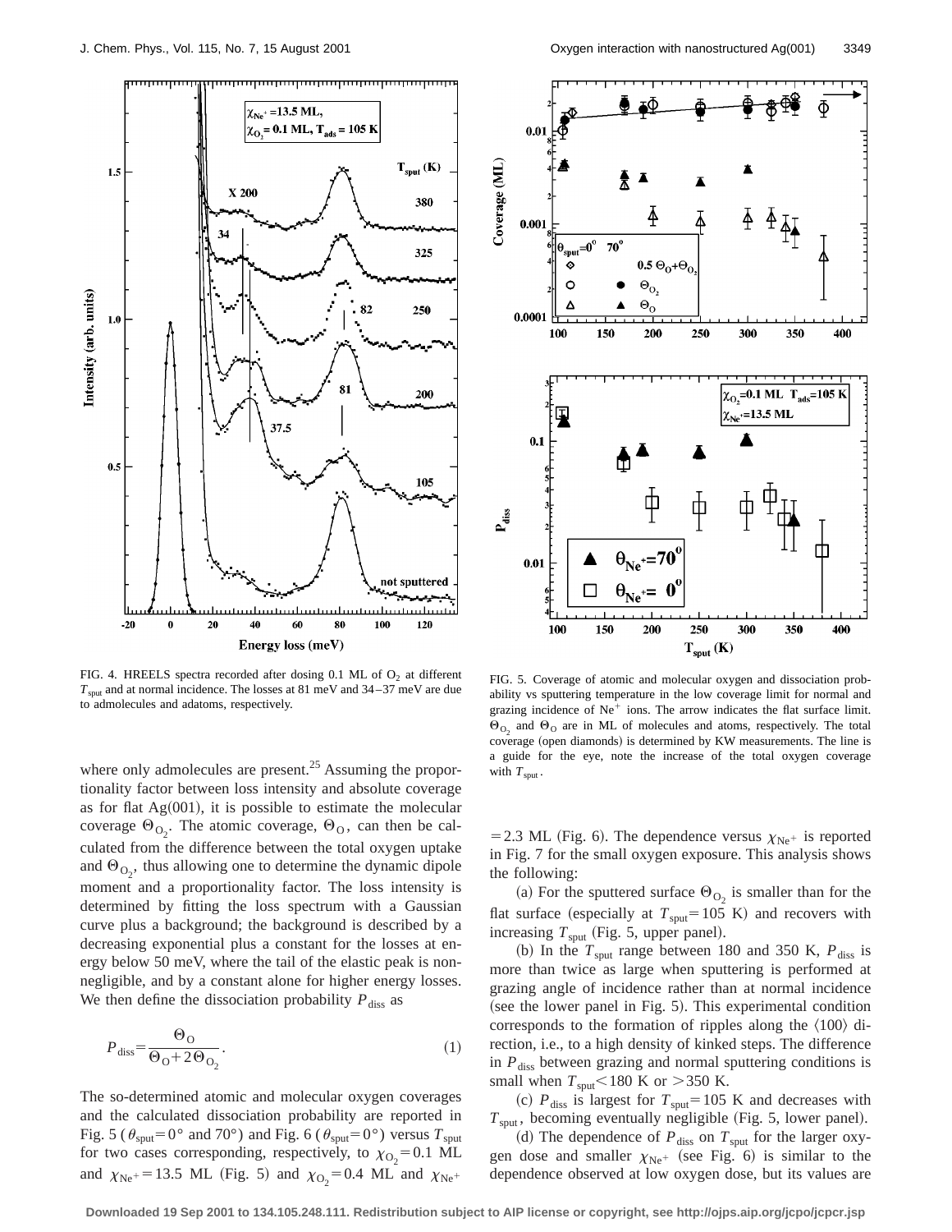FIG. 4. HREELS spectra recorded after dosing 0.1 ML of $O_2$ at different $T_{\rm sput}$ and at normal incidence. The losses at 81 meV and 34–37 meV are due to admolecules and adatoms, respectively.

FIG. 5. Coverage of atomic and molecular oxygen and dissociation probability vs sputtering temperature in the low coverage limit for normal and grazing incidence of $Ne^+$ ions. The arrow indicates the flat surface limit. $\Theta_{O_2}$ and $\Theta_O$ are in ML of molecules and atoms, respectively. The total coverage (open diamonds) is determined by KW measurements. The line is a guide for the eye, note the increase of the total oxygen coverage with $T_{\rm sput}$.

where only admolecules are present.[25] Assuming the proportionality factor between loss intensity and absolute coverage as for flat Ag(001), it is possible to estimate the molecular coverage $\Theta_{O_2}$. The atomic coverage, $\Theta_O$, can then be calculated from the difference between the total oxygen uptake and $\Theta_{O_2}$, thus allowing one to determine the dynamic dipole moment and a proportionality factor. The loss intensity is determined by fitting the loss spectrum with a Gaussian curve plus a background; the background is described by a decreasing exponential plus a constant for the losses at energy below 50 meV, where the tail of the elastic peak is non-negligible, and by a constant alone for higher energy losses. We then define the dissociation probability $P_{\rm diss}$ as

$$P_{\rm diss} = \frac{\Theta_O}{\Theta_O + 2\Theta_{O_2}}. \tag{1}$$

The so-determined atomic and molecular oxygen coverages and the calculated dissociation probability are reported in Fig. 5 ($\theta_{\rm sput} = 0°$ and 70°) and Fig. 6 ($\theta_{\rm sput} = 0°$) versus $T_{\rm sput}$ for two cases corresponding, respectively, to $\chi_{O_2} = 0.1$ ML and $\chi_{Ne^+} = 13.5$ ML (Fig. 5) and $\chi_{O_2} = 0.4$ ML and $\chi_{Ne^+} = 2.3$ ML (Fig. 6). The dependence versus $\chi_{Ne^+}$ is reported in Fig. 7 for the small oxygen exposure. This analysis shows the following:

(a) For the sputtered surface $\Theta_{O_2}$ is smaller than for the flat surface (especially at $T_{\rm sput} = 105$ K) and recovers with increasing $T_{\rm sput}$ (Fig. 5, upper panel).

(b) In the $T_{\rm sput}$ range between 180 and 350 K, $P_{\rm diss}$ is more than twice as large when sputtering is performed at grazing angle of incidence rather than at normal incidence (see the lower panel in Fig. 5). This experimental condition corresponds to the formation of ripples along the ⟨100⟩ direction, i.e., to a high density of kinked steps. The difference in $P_{\rm diss}$ between grazing and normal sputtering conditions is small when $T_{\rm sput} < 180$ K or $> 350$ K.

(c) $P_{\rm diss}$ is largest for $T_{\rm sput} = 105$ K and decreases with $T_{\rm sput}$, becoming eventually negligible (Fig. 5, lower panel).

(d) The dependence of $P_{\rm diss}$ on $T_{\rm sput}$ for the larger oxygen dose and smaller $\chi_{Ne^+}$ (see Fig. 6) is similar to the dependence observed at low oxygen dose, but its values are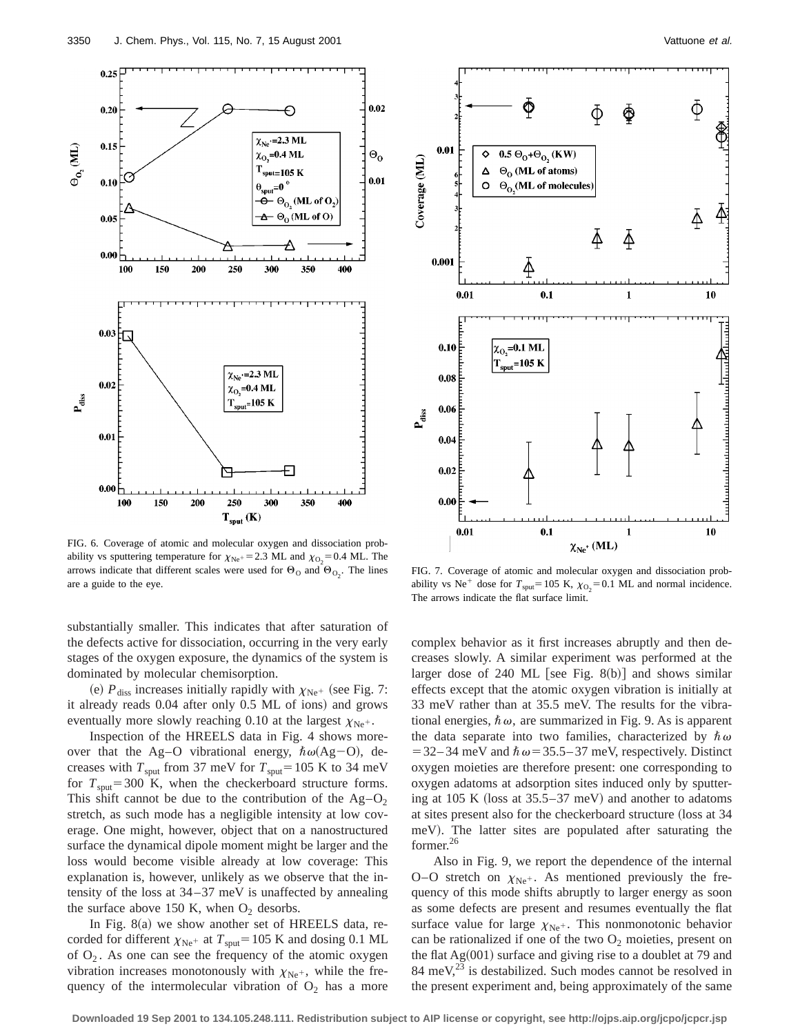FIG. 6. Coverage of atomic and molecular oxygen and dissociation probability vs sputtering temperature for $\chi_{Ne^+}=2.3$ ML and $\chi_{O_2}=0.4$ ML. The arrows indicate that different scales were used for $\Theta_O$ and $\Theta_{O_2}$. The lines are a guide to the eye.

FIG. 7. Coverage of atomic and molecular oxygen and dissociation probability vs $Ne^+$ dose for $T_{sput}=105$ K, $\chi_{O_2}=0.1$ ML and normal incidence. The arrows indicate the flat surface limit.

substantially smaller. This indicates that after saturation of the defects active for dissociation, occurring in the very early stages of the oxygen exposure, the dynamics of the system is dominated by molecular chemisorption.

(e) $P_{diss}$ increases initially rapidly with $\chi_{Ne^+}$ (see Fig. 7: it already reads 0.04 after only 0.5 ML of ions) and grows eventually more slowly reaching 0.10 at the largest $\chi_{Ne^+}$.

Inspection of the HREELS data in Fig. 4 shows moreover that the Ag–O vibrational energy, $\hbar\omega$(Ag–O), decreases with $T_{sput}$ from 37 meV for $T_{sput}=105$ K to 34 meV for $T_{sput}=300$ K, when the checkerboard structure forms. This shift cannot be due to the contribution of the Ag–$O_2$ stretch, as such mode has a negligible intensity at low coverage. One might, however, object that on a nanostructured surface the dynamical dipole moment might be larger and the loss would become visible already at low coverage: This explanation is, however, unlikely as we observe that the intensity of the loss at 34–37 meV is unaffected by annealing the surface above 150 K, when $O_2$ desorbs.

In Fig. 8(a) we show another set of HREELS data, recorded for different $\chi_{Ne^+}$ at $T_{sput}=105$ K and dosing 0.1 ML of $O_2$. As one can see the frequency of the atomic oxygen vibration increases monotonously with $\chi_{Ne^+}$, while the frequency of the intermolecular vibration of $O_2$ has a more complex behavior as it first increases abruptly and then decreases slowly. A similar experiment was performed at the larger dose of 240 ML [see Fig. 8(b)] and shows similar effects except that the atomic oxygen vibration is initially at 33 meV rather than at 35.5 meV. The results for the vibrational energies, $\hbar\omega$, are summarized in Fig. 9. As is apparent the data separate into two families, characterized by $\hbar\omega=32$–34 meV and $\hbar\omega=35.5$–37 meV, respectively. Distinct oxygen moieties are therefore present: one corresponding to oxygen adatoms at adsorption sites induced only by sputtering at 105 K (loss at 35.5–37 meV) and another to adatoms at sites present also for the checkerboard structure (loss at 34 meV). The latter sites are populated after saturating the former.[26]

Also in Fig. 9, we report the dependence of the internal O–O stretch on $\chi_{Ne^+}$. As mentioned previously the frequency of this mode shifts abruptly to larger energy as soon as some defects are present and resumes eventually the flat surface value for large $\chi_{Ne^+}$. This nonmonotonic behavior can be rationalized if one of the two $O_2$ moieties, present on the flat Ag(001) surface and giving rise to a doublet at 79 and 84 meV,[23] is destabilized. Such modes cannot be resolved in the present experiment and, being approximately of the same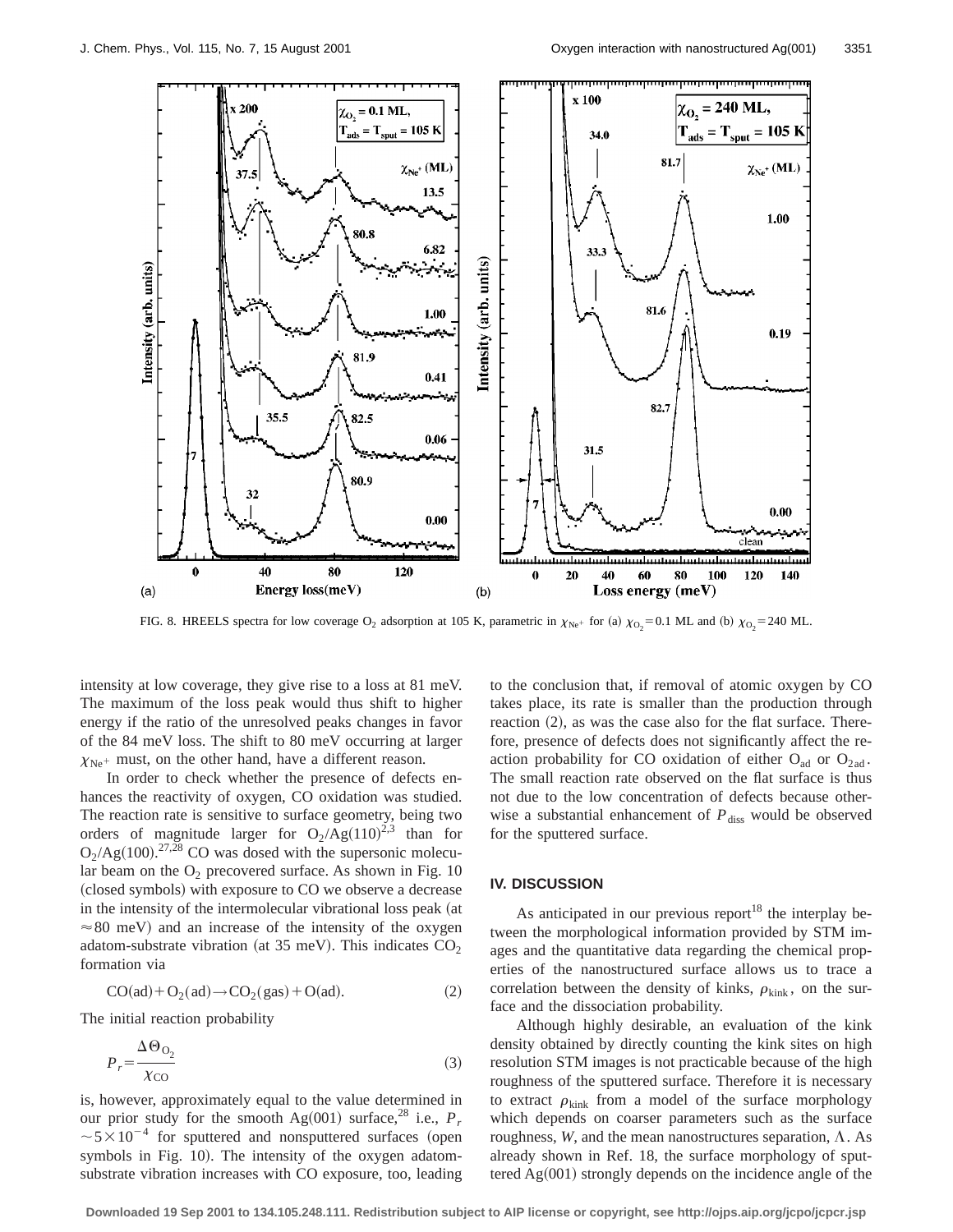FIG. 8. HREELS spectra for low coverage $O_2$ adsorption at 105 K, parametric in $\chi_{Ne^+}$ for (a) $\chi_{O_2}=0.1$ ML and (b) $\chi_{O_2}=240$ ML.

intensity at low coverage, they give rise to a loss at 81 meV. The maximum of the loss peak would thus shift to higher energy if the ratio of the unresolved peaks changes in favor of the 84 meV loss. The shift to 80 meV occurring at larger $\chi_{Ne^+}$ must, on the other hand, have a different reason.

In order to check whether the presence of defects enhances the reactivity of oxygen, CO oxidation was studied. The reaction rate is sensitive to surface geometry, being two orders of magnitude larger for $O_2/Ag(110)$[2,3] than for $O_2/Ag(100)$.[27,28] CO was dosed with the supersonic molecular beam on the $O_2$ precovered surface. As shown in Fig. 10 (closed symbols) with exposure to CO we observe a decrease in the intensity of the intermolecular vibrational loss peak (at $\approx 80$ meV) and an increase of the intensity of the oxygen adatom-substrate vibration (at 35 meV). This indicates $CO_2$ formation via

$$CO(ad)+O_2(ad)\rightarrow CO_2(gas)+O(ad). \quad (2)$$

The initial reaction probability

$$P_r=\frac{\Delta\Theta_{O_2}}{\chi_{CO}} \quad (3)$$

is, however, approximately equal to the value determined in our prior study for the smooth Ag(001) surface,[28] i.e., $P_r \sim 5\times 10^{-4}$ for sputtered and nonsputtered surfaces (open symbols in Fig. 10). The intensity of the oxygen adatom-substrate vibration increases with CO exposure, too, leading to the conclusion that, if removal of atomic oxygen by CO takes place, its rate is smaller than the production through reaction (2), as was the case also for the flat surface. Therefore, presence of defects does not significantly affect the reaction probability for CO oxidation of either $O_{ad}$ or $O_{2ad}$. The small reaction rate observed on the flat surface is thus not due to the low concentration of defects because otherwise a substantial enhancement of $P_{diss}$ would be observed for the sputtered surface.

## IV. DISCUSSION

As anticipated in our previous report[18] the interplay between the morphological information provided by STM images and the quantitative data regarding the chemical properties of the nanostructured surface allows us to trace a correlation between the density of kinks, $\rho_{kink}$, on the surface and the dissociation probability.

Although highly desirable, an evaluation of the kink density obtained by directly counting the kink sites on high resolution STM images is not practicable because of the high roughness of the sputtered surface. Therefore it is necessary to extract $\rho_{kink}$ from a model of the surface morphology which depends on coarser parameters such as the surface roughness, $W$, and the mean nanostructures separation, $\Lambda$. As already shown in Ref. 18, the surface morphology of sputtered Ag(001) strongly depends on the incidence angle of the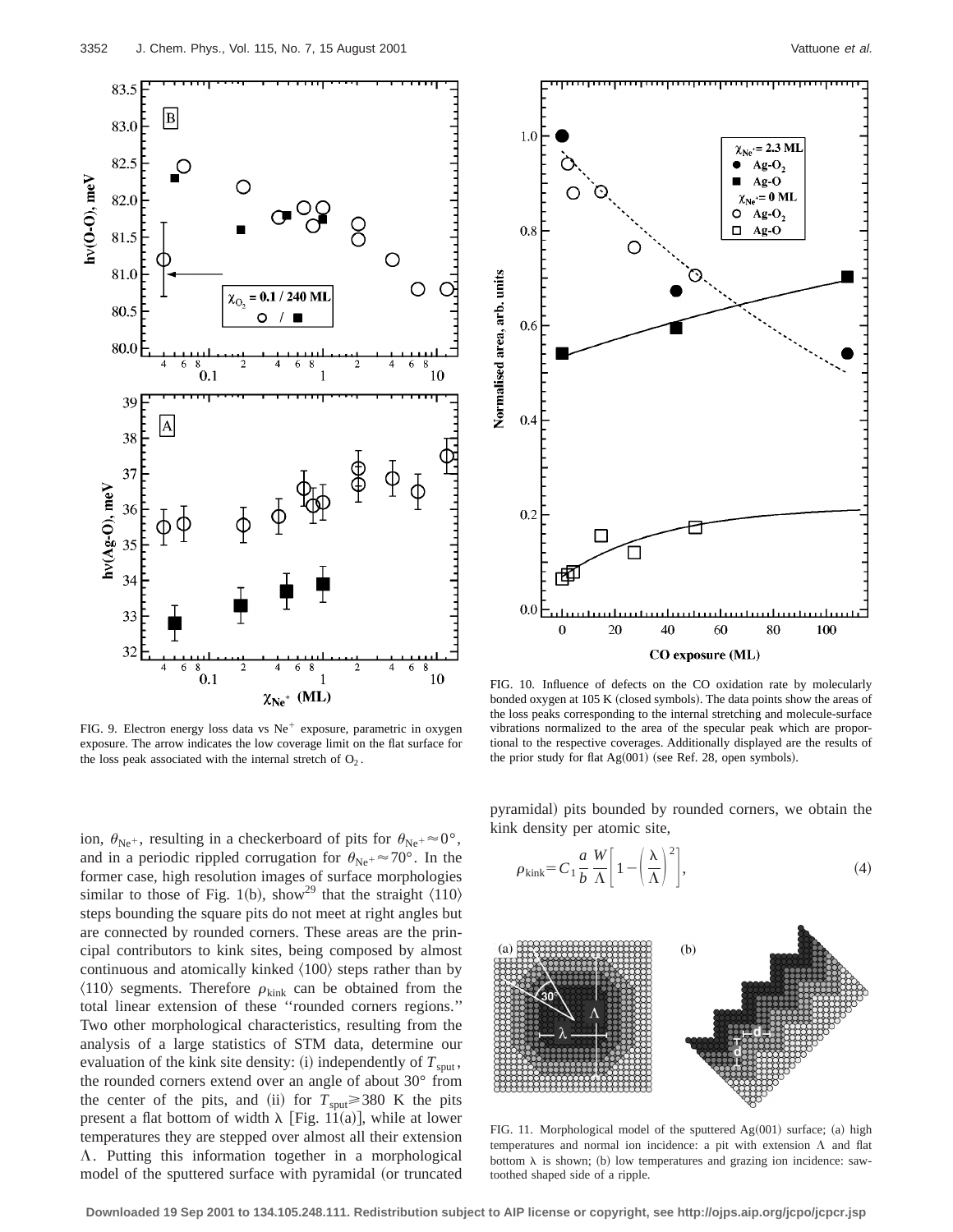FIG. 9. Electron energy loss data vs $Ne^+$ exposure, parametric in oxygen exposure. The arrow indicates the low coverage limit on the flat surface for the loss peak associated with the internal stretch of $O_2$.

FIG. 10. Influence of defects on the CO oxidation rate by molecularly bonded oxygen at 105 K (closed symbols). The data points show the areas of the loss peaks corresponding to the internal stretching and molecule-surface vibrations normalized to the area of the specular peak which are proportional to the respective coverages. Additionally displayed are the results of the prior study for flat Ag(001) (see Ref. 28, open symbols).

ion, $\theta_{Ne^+}$, resulting in a checkerboard of pits for $\theta_{Ne^+} \approx 0°$, and in a periodic rippled corrugation for $\theta_{Ne^+} \approx 70°$. In the former case, high resolution images of surface morphologies similar to those of Fig. 1(b), show[29] that the straight ⟨110⟩ steps bounding the square pits do not meet at right angles but are connected by rounded corners. These areas are the principal contributors to kink sites, being composed by almost continuous and atomically kinked ⟨100⟩ steps rather than by ⟨110⟩ segments. Therefore $\rho_{kink}$ can be obtained from the total linear extension of these ''rounded corners regions.'' Two other morphological characteristics, resulting from the analysis of a large statistics of STM data, determine our evaluation of the kink site density: (i) independently of $T_{sput}$, the rounded corners extend over an angle of about 30° from the center of the pits, and (ii) for $T_{sput} \geq 380$ K the pits present a flat bottom of width $\lambda$ [Fig. 11(a)], while at lower temperatures they are stepped over almost all their extension $\Lambda$. Putting this information together in a morphological model of the sputtered surface with pyramidal (or truncated pyramidal) pits bounded by rounded corners, we obtain the kink density per atomic site,

$$\rho_{kink} = C_1 \frac{a}{b} \frac{W}{\Lambda} \left[ 1 - \left( \frac{\lambda}{\Lambda} \right)^2 \right], \tag{4}$$

FIG. 11. Morphological model of the sputtered Ag(001) surface; (a) high temperatures and normal ion incidence: a pit with extension $\Lambda$ and flat bottom $\lambda$ is shown; (b) low temperatures and grazing ion incidence: saw-toothed shaped side of a ripple.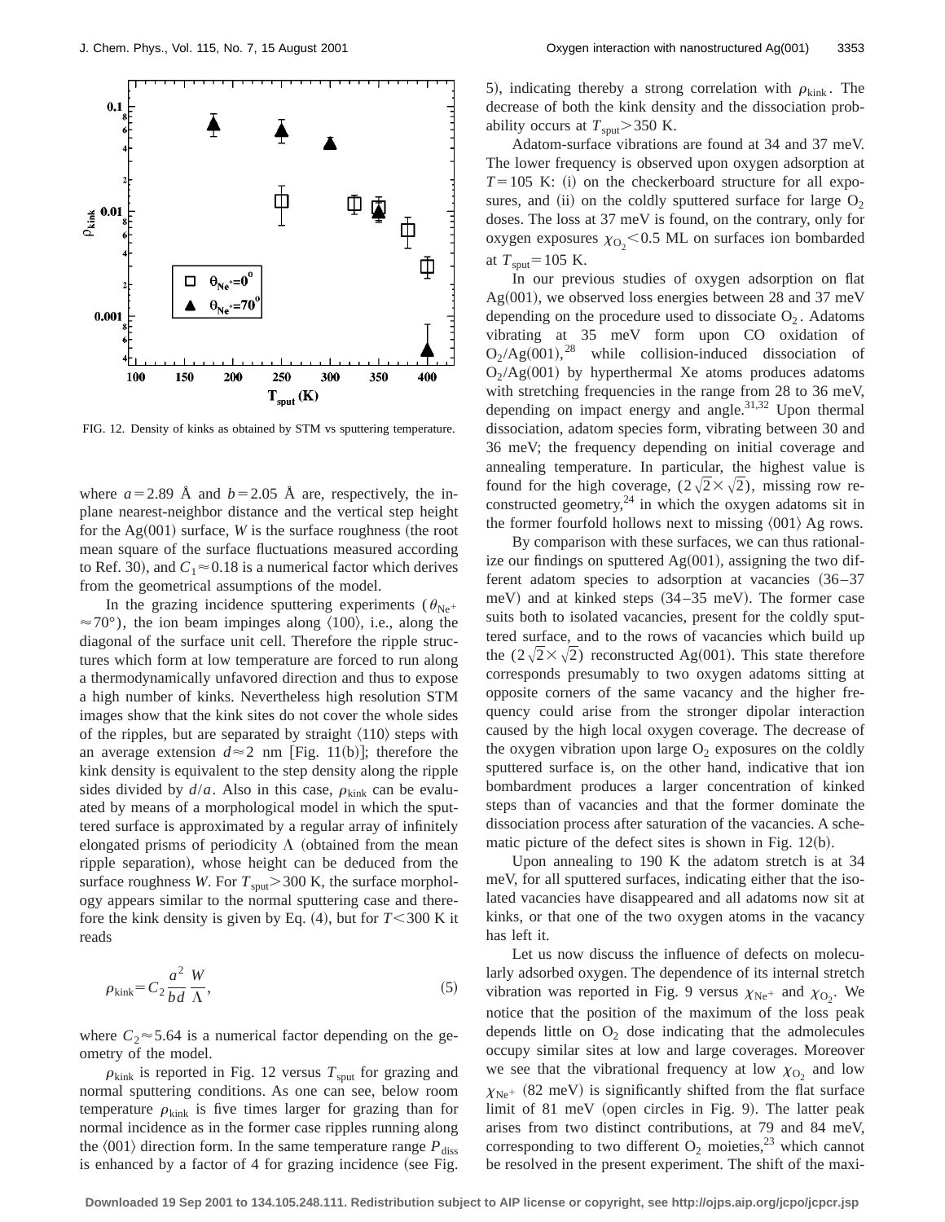FIG. 12. Density of kinks as obtained by STM vs sputtering temperature.

where $a = 2.89$ Å and $b = 2.05$ Å are, respectively, the in-plane nearest-neighbor distance and the vertical step height for the Ag(001) surface, $W$ is the surface roughness (the root mean square of the surface fluctuations measured according to Ref. 30), and $C_1 \approx 0.18$ is a numerical factor which derives from the geometrical assumptions of the model.

In the grazing incidence sputtering experiments ($\theta_{\mathrm{Ne}^+} \approx 70°$), the ion beam impinges along ⟨100⟩, i.e., along the diagonal of the surface unit cell. Therefore the ripple structures which form at low temperature are forced to run along a thermodynamically unfavored direction and thus to expose a high number of kinks. Nevertheless high resolution STM images show that the kink sites do not cover the whole sides of the ripples, but are separated by straight ⟨110⟩ steps with an average extension $d \approx 2$ nm [Fig. 11(b)]; therefore the kink density is equivalent to the step density along the ripple sides divided by $d/a$. Also in this case, $\rho_{\mathrm{kink}}$ can be evaluated by means of a morphological model in which the sputtered surface is approximated by a regular array of infinitely elongated prisms of periodicity $\Lambda$ (obtained from the mean ripple separation), whose height can be deduced from the surface roughness $W$. For $T_{\mathrm{sput}} > 300$ K, the surface morphology appears similar to the normal sputtering case and therefore the kink density is given by Eq. (4), but for $T < 300$ K it reads

$$\rho_{\mathrm{kink}} = C_2 \frac{a^2}{bd} \frac{W}{\Lambda}, \tag{5}$$

where $C_2 \approx 5.64$ is a numerical factor depending on the geometry of the model.

$\rho_{\mathrm{kink}}$ is reported in Fig. 12 versus $T_{\mathrm{sput}}$ for grazing and normal sputtering conditions. As one can see, below room temperature $\rho_{\mathrm{kink}}$ is five times larger for grazing than for normal incidence as in the former case ripples running along the ⟨001⟩ direction form. In the same temperature range $P_{\mathrm{diss}}$ is enhanced by a factor of 4 for grazing incidence (see Fig. 5), indicating thereby a strong correlation with $\rho_{\mathrm{kink}}$. The decrease of both the kink density and the dissociation probability occurs at $T_{\mathrm{sput}} > 350$ K.

Adatom-surface vibrations are found at 34 and 37 meV. The lower frequency is observed upon oxygen adsorption at $T = 105$ K: (i) on the checkerboard structure for all exposures, and (ii) on the coldly sputtered surface for large $O_2$ doses. The loss at 37 meV is found, on the contrary, only for oxygen exposures $\chi_{O_2} < 0.5$ ML on surfaces ion bombarded at $T_{\mathrm{sput}} = 105$ K.

In our previous studies of oxygen adsorption on flat Ag(001), we observed loss energies between 28 and 37 meV depending on the procedure used to dissociate $O_2$. Adatoms vibrating at 35 meV form upon CO oxidation of $O_2$/Ag(001),[28] while collision-induced dissociation of $O_2$/Ag(001) by hyperthermal Xe atoms produces adatoms with stretching frequencies in the range from 28 to 36 meV, depending on impact energy and angle.[31,32] Upon thermal dissociation, adatom species form, vibrating between 30 and 36 meV; the frequency depending on initial coverage and annealing temperature. In particular, the highest value is found for the high coverage, $(2\sqrt{2} \times \sqrt{2})$, missing row reconstructed geometry,[24] in which the oxygen adatoms sit in the former fourfold hollows next to missing ⟨001⟩ Ag rows.

By comparison with these surfaces, we can thus rationalize our findings on sputtered Ag(001), assigning the two different adatom species to adsorption at vacancies (36–37 meV) and at kinked steps (34–35 meV). The former case suits both to isolated vacancies, present for the coldly sputtered surface, and to the rows of vacancies which build up the $(2\sqrt{2} \times \sqrt{2})$ reconstructed Ag(001). This state therefore corresponds presumably to two oxygen adatoms sitting at opposite corners of the same vacancy and the higher frequency could arise from the stronger dipolar interaction caused by the high local oxygen coverage. The decrease of the oxygen vibration upon large $O_2$ exposures on the coldly sputtered surface is, on the other hand, indicative that ion bombardment produces a larger concentration of kinked steps than of vacancies and that the former dominate the dissociation process after saturation of the vacancies. A schematic picture of the defect sites is shown in Fig. 12(b).

Upon annealing to 190 K the adatom stretch is at 34 meV, for all sputtered surfaces, indicating either that the isolated vacancies have disappeared and all adatoms now sit at kinks, or that one of the two oxygen atoms in the vacancy has left it.

Let us now discuss the influence of defects on molecularly adsorbed oxygen. The dependence of its internal stretch vibration was reported in Fig. 9 versus $\chi_{\mathrm{Ne}^+}$ and $\chi_{O_2}$. We notice that the position of the maximum of the loss peak depends little on $O_2$ dose indicating that the admolecules occupy similar sites at low and large coverages. Moreover we see that the vibrational frequency at low $\chi_{O_2}$ and low $\chi_{\mathrm{Ne}^+}$ (82 meV) is significantly shifted from the flat surface limit of 81 meV (open circles in Fig. 9). The latter peak arises from two distinct contributions, at 79 and 84 meV, corresponding to two different $O_2$ moieties,[23] which cannot be resolved in the present experiment. The shift of the maxi-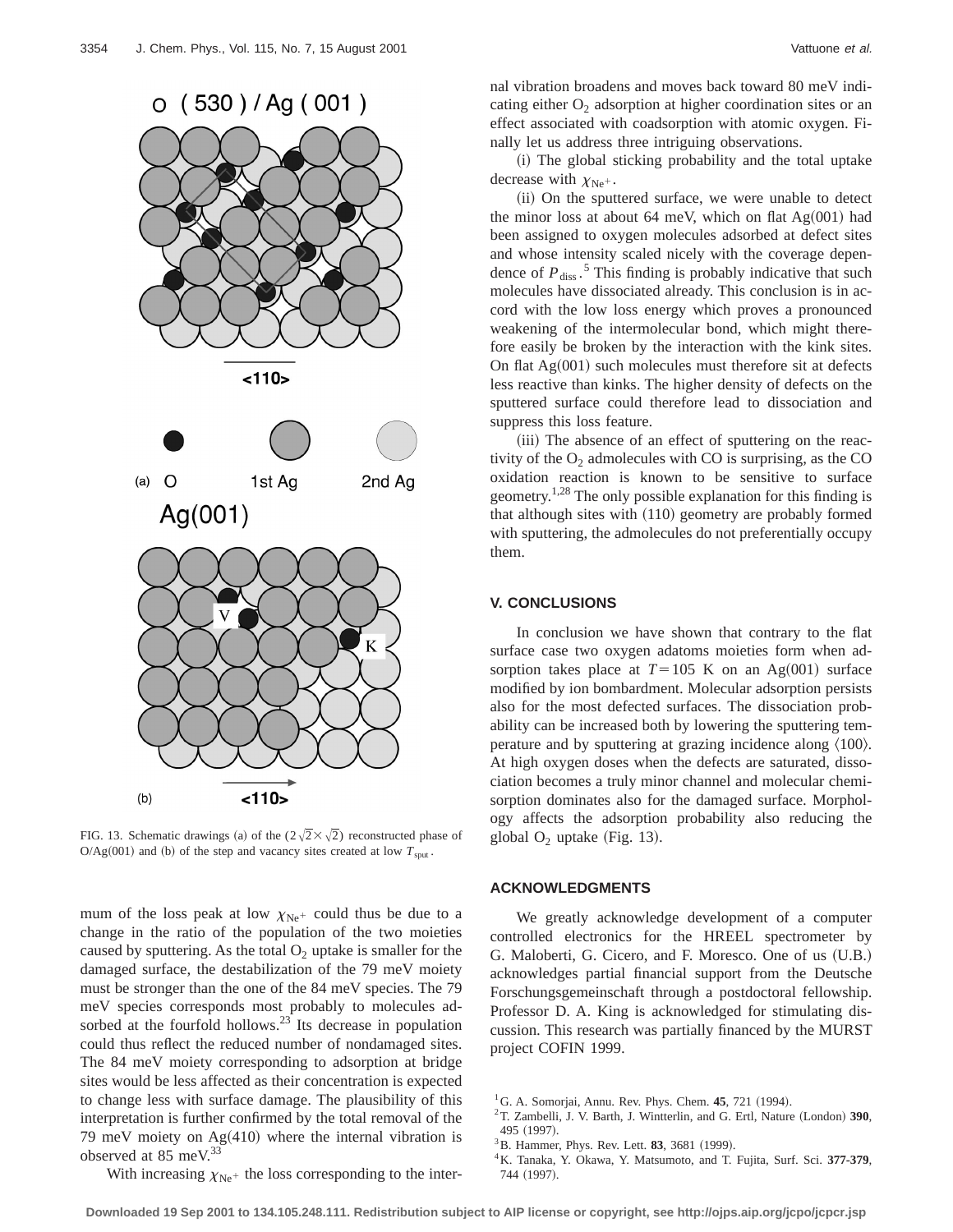FIG. 13. Schematic drawings (a) of the $(2\sqrt{2}\times\sqrt{2})$ reconstructed phase of O/Ag(001) and (b) of the step and vacancy sites created at low $T_{sput}$.

mum of the loss peak at low $\chi_{Ne^+}$ could thus be due to a change in the ratio of the population of the two moieties caused by sputtering. As the total $O_2$ uptake is smaller for the damaged surface, the destabilization of the 79 meV moiety must be stronger than the one of the 84 meV species. The 79 meV species corresponds most probably to molecules adsorbed at the fourfold hollows.[23] Its decrease in population could thus reflect the reduced number of nondamaged sites. The 84 meV moiety corresponding to adsorption at bridge sites would be less affected as their concentration is expected to change less with surface damage. The plausibility of this interpretation is further confirmed by the total removal of the 79 meV moiety on Ag(410) where the internal vibration is observed at 85 meV.[33]

With increasing $\chi_{Ne^+}$ the loss corresponding to the internal vibration broadens and moves back toward 80 meV indicating either $O_2$ adsorption at higher coordination sites or an effect associated with coadsorption with atomic oxygen. Finally let us address three intriguing observations.

(i) The global sticking probability and the total uptake decrease with $\chi_{Ne^+}$.

(ii) On the sputtered surface, we were unable to detect the minor loss at about 64 meV, which on flat Ag(001) had been assigned to oxygen molecules adsorbed at defect sites and whose intensity scaled nicely with the coverage dependence of $P_{diss}$.[5] This finding is probably indicative that such molecules have dissociated already. This conclusion is in accord with the low loss energy which proves a pronounced weakening of the intermolecular bond, which might therefore easily be broken by the interaction with the kink sites. On flat Ag(001) such molecules must therefore sit at defects less reactive than kinks. The higher density of defects on the sputtered surface could therefore lead to dissociation and suppress this loss feature.

(iii) The absence of an effect of sputtering on the reactivity of the $O_2$ admolecules with CO is surprising, as the CO oxidation reaction is known to be sensitive to surface geometry.[1,28] The only possible explanation for this finding is that although sites with (110) geometry are probably formed with sputtering, the admolecules do not preferentially occupy them.

## V. CONCLUSIONS

In conclusion we have shown that contrary to the flat surface case two oxygen adatoms moieties form when adsorption takes place at $T=105$ K on an Ag(001) surface modified by ion bombardment. Molecular adsorption persists also for the most defected surfaces. The dissociation probability can be increased both by lowering the sputtering temperature and by sputtering at grazing incidence along ⟨100⟩. At high oxygen doses when the defects are saturated, dissociation becomes a truly minor channel and molecular chemisorption dominates also for the damaged surface. Morphology affects the adsorption probability also reducing the global $O_2$ uptake (Fig. 13).

## ACKNOWLEDGMENTS

We greatly acknowledge development of a computer controlled electronics for the HREEL spectrometer by G. Maloberti, G. Cicero, and F. Moresco. One of us (U.B.) acknowledges partial financial support from the Deutsche Forschungsgemeinschaft through a postdoctoral fellowship. Professor D. A. King is acknowledged for stimulating discussion. This research was partially financed by the MURST project COFIN 1999.

[1] G. A. Somorjai, Annu. Rev. Phys. Chem. **45**, 721 (1994).
[2] T. Zambelli, J. V. Barth, J. Wintterlin, and G. Ertl, Nature (London) **390**, 495 (1997).
[3] B. Hammer, Phys. Rev. Lett. **83**, 3681 (1999).
[4] K. Tanaka, Y. Okawa, Y. Matsumoto, and T. Fujita, Surf. Sci. **377-379**, 744 (1997).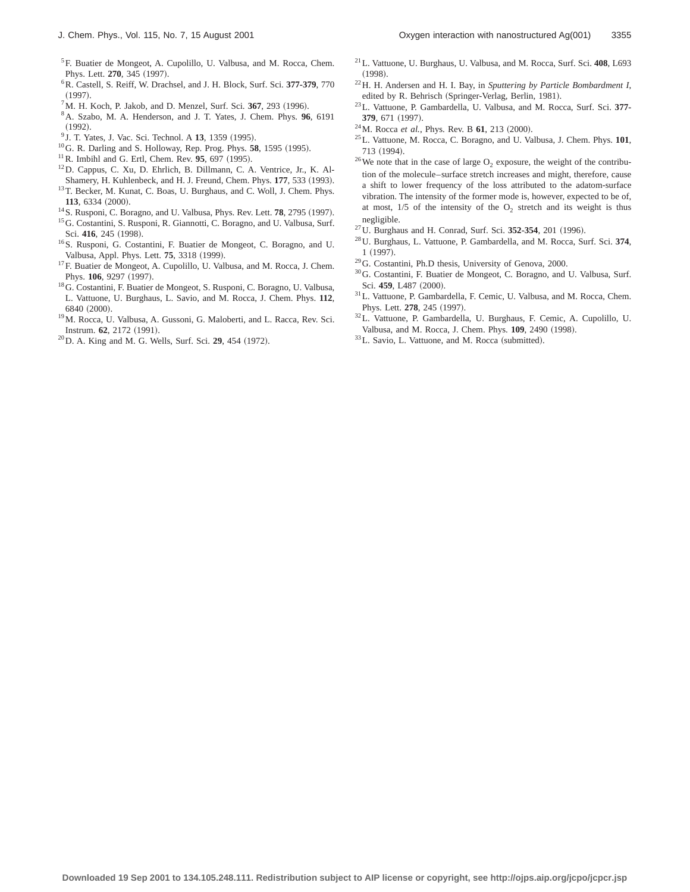[5] F. Buatier de Mongeot, A. Cupolillo, U. Valbusa, and M. Rocca, Chem. Phys. Lett. **270**, 345 (1997).

[6] R. Castell, S. Reiff, W. Drachsel, and J. H. Block, Surf. Sci. **377-379**, 770 (1997).

[7] M. H. Koch, P. Jakob, and D. Menzel, Surf. Sci. **367**, 293 (1996).

[8] A. Szabo, M. A. Henderson, and J. T. Yates, J. Chem. Phys. **96**, 6191 (1992).

[9] J. T. Yates, J. Vac. Sci. Technol. A **13**, 1359 (1995).

[10] G. R. Darling and S. Holloway, Rep. Prog. Phys. **58**, 1595 (1995).

[11] R. Imbihl and G. Ertl, Chem. Rev. **95**, 697 (1995).

[12] D. Cappus, C. Xu, D. Ehrlich, B. Dillmann, C. A. Ventrice, Jr., K. Al-Shamery, H. Kuhlenbeck, and H. J. Freund, Chem. Phys. **177**, 533 (1993).

[13] T. Becker, M. Kunat, C. Boas, U. Burghaus, and C. Woll, J. Chem. Phys. **113**, 6334 (2000).

[14] S. Rusponi, C. Boragno, and U. Valbusa, Phys. Rev. Lett. **78**, 2795 (1997).

[15] G. Costantini, S. Rusponi, R. Giannotti, C. Boragno, and U. Valbusa, Surf. Sci. **416**, 245 (1998).

[16] S. Rusponi, G. Costantini, F. Buatier de Mongeot, C. Boragno, and U. Valbusa, Appl. Phys. Lett. **75**, 3318 (1999).

[17] F. Buatier de Mongeot, A. Cupolillo, U. Valbusa, and M. Rocca, J. Chem. Phys. **106**, 9297 (1997).

[18] G. Costantini, F. Buatier de Mongeot, S. Rusponi, C. Boragno, U. Valbusa, L. Vattuone, U. Burghaus, L. Savio, and M. Rocca, J. Chem. Phys. **112**, 6840 (2000).

[19] M. Rocca, U. Valbusa, A. Gussoni, G. Maloberti, and L. Racca, Rev. Sci. Instrum. **62**, 2172 (1991).

[20] D. A. King and M. G. Wells, Surf. Sci. **29**, 454 (1972).

[21] L. Vattuone, U. Burghaus, U. Valbusa, and M. Rocca, Surf. Sci. **408**, L693 (1998).

[22] H. H. Andersen and H. I. Bay, in *Sputtering by Particle Bombardment I*, edited by R. Behrisch (Springer-Verlag, Berlin, 1981).

[23] L. Vattuone, P. Gambardella, U. Valbusa, and M. Rocca, Surf. Sci. **377-379**, 671 (1997).

[24] M. Rocca *et al.*, Phys. Rev. B **61**, 213 (2000).

[25] L. Vattuone, M. Rocca, C. Boragno, and U. Valbusa, J. Chem. Phys. **101**, 713 (1994).

[26] We note that in the case of large $O_2$ exposure, the weight of the contribution of the molecule–surface stretch increases and might, therefore, cause a shift to lower frequency of the loss attributed to the adatom-surface vibration. The intensity of the former mode is, however, expected to be of, at most, 1/5 of the intensity of the $O_2$ stretch and its weight is thus negligible.

[27] U. Burghaus and H. Conrad, Surf. Sci. **352-354**, 201 (1996).

[28] U. Burghaus, L. Vattuone, P. Gambardella, and M. Rocca, Surf. Sci. **374**, 1 (1997).

[29] G. Costantini, Ph.D thesis, University of Genova, 2000.

[30] G. Costantini, F. Buatier de Mongeot, C. Boragno, and U. Valbusa, Surf. Sci. **459**, L487 (2000).

[31] L. Vattuone, P. Gambardella, F. Cemic, U. Valbusa, and M. Rocca, Chem. Phys. Lett. **278**, 245 (1997).

[32] L. Vattuone, P. Gambardella, U. Burghaus, F. Cemic, A. Cupolillo, U. Valbusa, and M. Rocca, J. Chem. Phys. **109**, 2490 (1998).

[33] L. Savio, L. Vattuone, and M. Rocca (submitted).